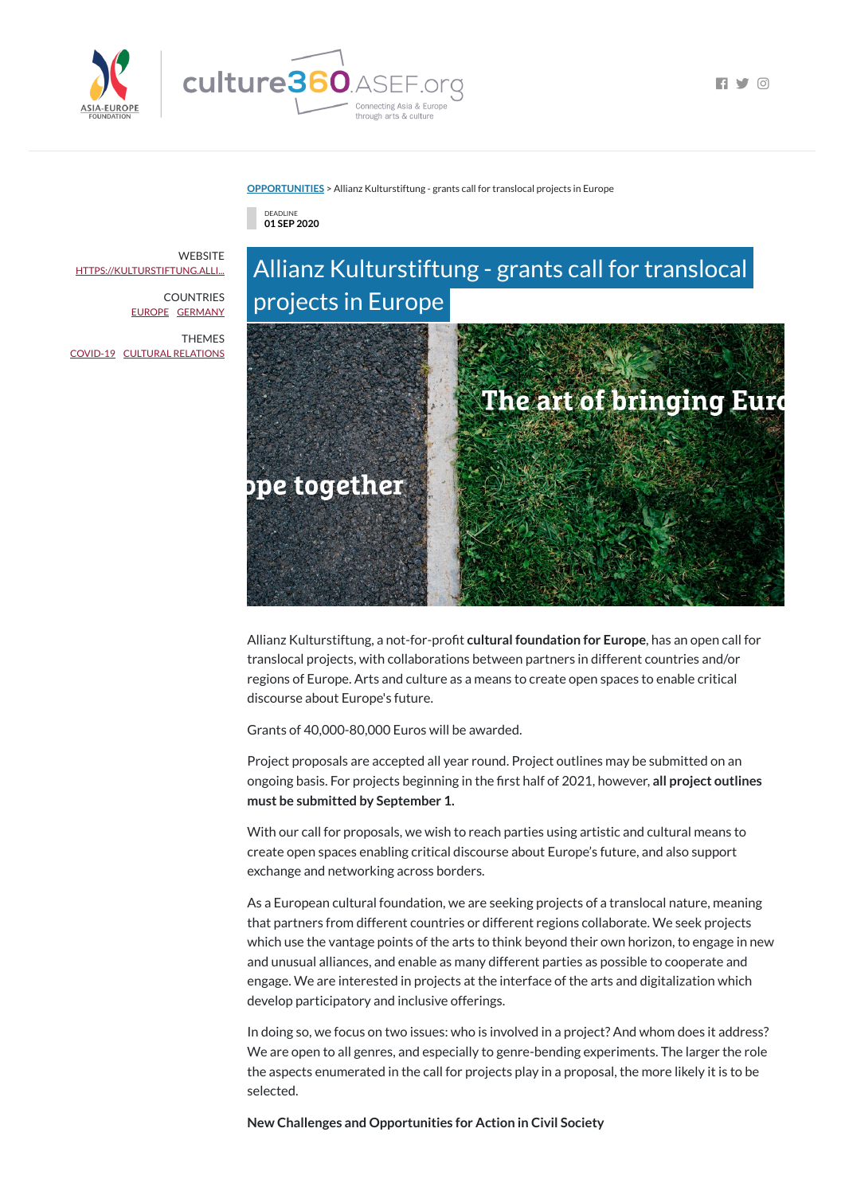OPPORTUNITIES > Allianz Kulturstiftung - grants call for translocal projects in Europe

DEADLINE
01 SEP 2020

WEBSITE
HTTPS://KULTURSTIFTUNG.ALLI...

COUNTRIES
EUROPE GERMANY

THEMES
COVID-19 CULTURAL RELATIONS

# Allianz Kulturstiftung - grants call for translocal projects in Europe

Allianz Kulturstiftung, a not-for-profit **cultural foundation for Europe**, has an open call for translocal projects, with collaborations between partners in different countries and/or regions of Europe. Arts and culture as a means to create open spaces to enable critical discourse about Europe's future.

Grants of 40,000-80,000 Euros will be awarded.

Project proposals are accepted all year round. Project outlines may be submitted on an ongoing basis. For projects beginning in the first half of 2021, however, **all project outlines must be submitted by September 1.**

With our call for proposals, we wish to reach parties using artistic and cultural means to create open spaces enabling critical discourse about Europe's future, and also support exchange and networking across borders.

As a European cultural foundation, we are seeking projects of a translocal nature, meaning that partners from different countries or different regions collaborate. We seek projects which use the vantage points of the arts to think beyond their own horizon, to engage in new and unusual alliances, and enable as many different parties as possible to cooperate and engage. We are interested in projects at the interface of the arts and digitalization which develop participatory and inclusive offerings.

In doing so, we focus on two issues: who is involved in a project? And whom does it address? We are open to all genres, and especially to genre-bending experiments. The larger the role the aspects enumerated in the call for projects play in a proposal, the more likely it is to be selected.

**New Challenges and Opportunities for Action in Civil Society**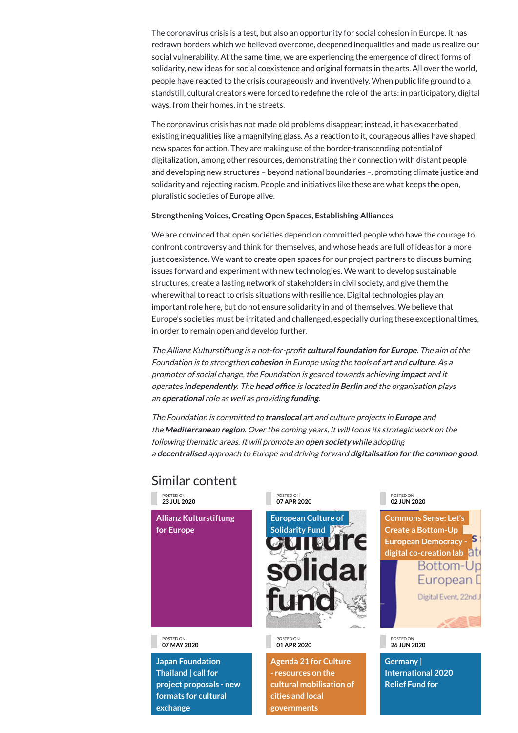The coronavirus crisis is a test, but also an opportunity for social cohesion in Europe. It has redrawn borders which we believed overcome, deepened inequalities and made us realize our social vulnerability. At the same time, we are experiencing the emergence of direct forms of solidarity, new ideas for social coexistence and original formats in the arts. All over the world, people have reacted to the crisis courageously and inventively. When public life ground to a standstill, cultural creators were forced to redefine the role of the arts: in participatory, digital ways, from their homes, in the streets.

The coronavirus crisis has not made old problems disappear; instead, it has exacerbated existing inequalities like a magnifying glass. As a reaction to it, courageous allies have shaped new spaces for action. They are making use of the border-transcending potential of digitalization, among other resources, demonstrating their connection with distant people and developing new structures – beyond national boundaries –, promoting climate justice and solidarity and rejecting racism. People and initiatives like these are what keeps the open, pluralistic societies of Europe alive.

**Strengthening Voices, Creating Open Spaces, Establishing Alliances**

We are convinced that open societies depend on committed people who have the courage to confront controversy and think for themselves, and whose heads are full of ideas for a more just coexistence. We want to create open spaces for our project partners to discuss burning issues forward and experiment with new technologies. We want to develop sustainable structures, create a lasting network of stakeholders in civil society, and give them the wherewithal to react to crisis situations with resilience. Digital technologies play an important role here, but do not ensure solidarity in and of themselves. We believe that Europe's societies must be irritated and challenged, especially during these exceptional times, in order to remain open and develop further.

*The Allianz Kulturstiftung is a not-for-profit **cultural foundation for Europe**. The aim of the Foundation is to strengthen **cohesion** in Europe using the tools of art and **culture**. As a promoter of social change, the Foundation is geared towards achieving **impact** and it operates **independently**. The **head office** is located **in Berlin** and the organisation plays an **operational** role as well as providing **funding**.*

*The Foundation is committed to **translocal** art and culture projects in **Europe** and the **Mediterranean region**. Over the coming years, it will focus its strategic work on the following thematic areas. It will promote an **open society** while adopting a **decentralised** approach to Europe and driving forward **digitalisation for the common good**.*

## Similar content

POSTED ON
**23 JUL 2020**
**Allianz Kulturstiftung for Europe**

POSTED ON
**07 APR 2020**
**European Culture of Solidarity Fund**

POSTED ON
**02 JUN 2020**
**Commons Sense: Let's Create a Bottom-Up European Democracy - digital co-creation lab**

POSTED ON
**07 MAY 2020**
**Japan Foundation Thailand | call for project proposals - new formats for cultural exchange**

POSTED ON
**01 APR 2020**
**Agenda 21 for Culture - resources on the cultural mobilisation of cities and local governments**

POSTED ON
**26 JUN 2020**
**Germany | International 2020 Relief Fund for**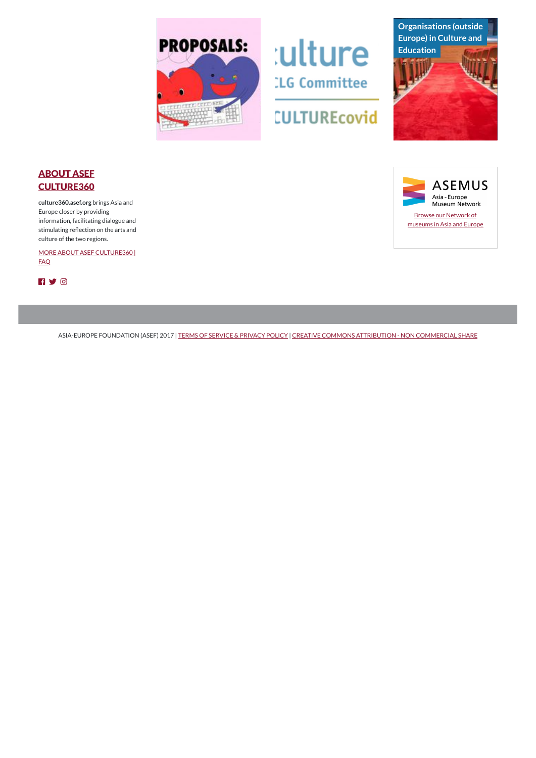PROPOSALS:

culture
CLG Committee
CULTUREcovid

Organisations (outside Europe) in Culture and Education

## ABOUT ASEF CULTURE360

**culture360.asef.org** brings Asia and Europe closer by providing information, facilitating dialogue and stimulating reflection on the arts and culture of the two regions.

MORE ABOUT ASEF CULTURE360 | FAQ

ASEMUS
Asia - Europe Museum Network

Browse our Network of museums in Asia and Europe

ASIA-EUROPE FOUNDATION (ASEF) 2017 | TERMS OF SERVICE & PRIVACY POLICY | CREATIVE COMMONS ATTRIBUTION - NON COMMERCIAL SHARE